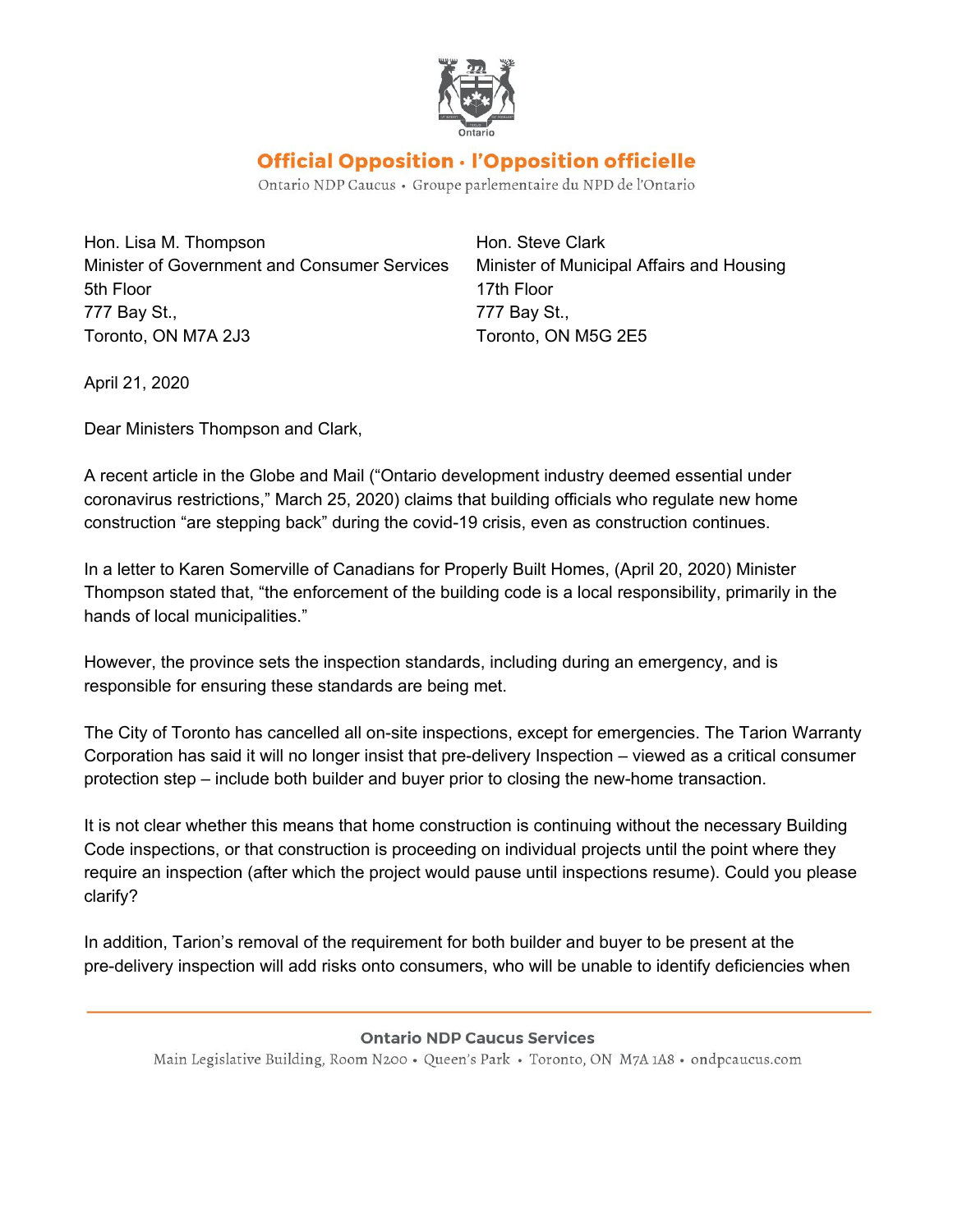Ontario

**Official Opposition · l'Opposition officielle**

Ontario NDP Caucus • Groupe parlementaire du NPD de l'Ontario

Hon. Lisa M. Thompson
Minister of Government and Consumer Services
5th Floor
777 Bay St.,
Toronto, ON M7A 2J3

Hon. Steve Clark
Minister of Municipal Affairs and Housing
17th Floor
777 Bay St.,
Toronto, ON M5G 2E5

April 21, 2020

Dear Ministers Thompson and Clark,

A recent article in the Globe and Mail ("Ontario development industry deemed essential under coronavirus restrictions," March 25, 2020) claims that building officials who regulate new home construction "are stepping back" during the covid-19 crisis, even as construction continues.

In a letter to Karen Somerville of Canadians for Properly Built Homes, (April 20, 2020) Minister Thompson stated that, "the enforcement of the building code is a local responsibility, primarily in the hands of local municipalities."

However, the province sets the inspection standards, including during an emergency, and is responsible for ensuring these standards are being met.

The City of Toronto has cancelled all on-site inspections, except for emergencies. The Tarion Warranty Corporation has said it will no longer insist that pre-delivery Inspection – viewed as a critical consumer protection step – include both builder and buyer prior to closing the new-home transaction.

It is not clear whether this means that home construction is continuing without the necessary Building Code inspections, or that construction is proceeding on individual projects until the point where they require an inspection (after which the project would pause until inspections resume). Could you please clarify?

In addition, Tarion's removal of the requirement for both builder and buyer to be present at the pre-delivery inspection will add risks onto consumers, who will be unable to identify deficiencies when

Ontario NDP Caucus Services
Main Legislative Building, Room N200 • Queen's Park • Toronto, ON M7A 1A8 • ondpcaucus.com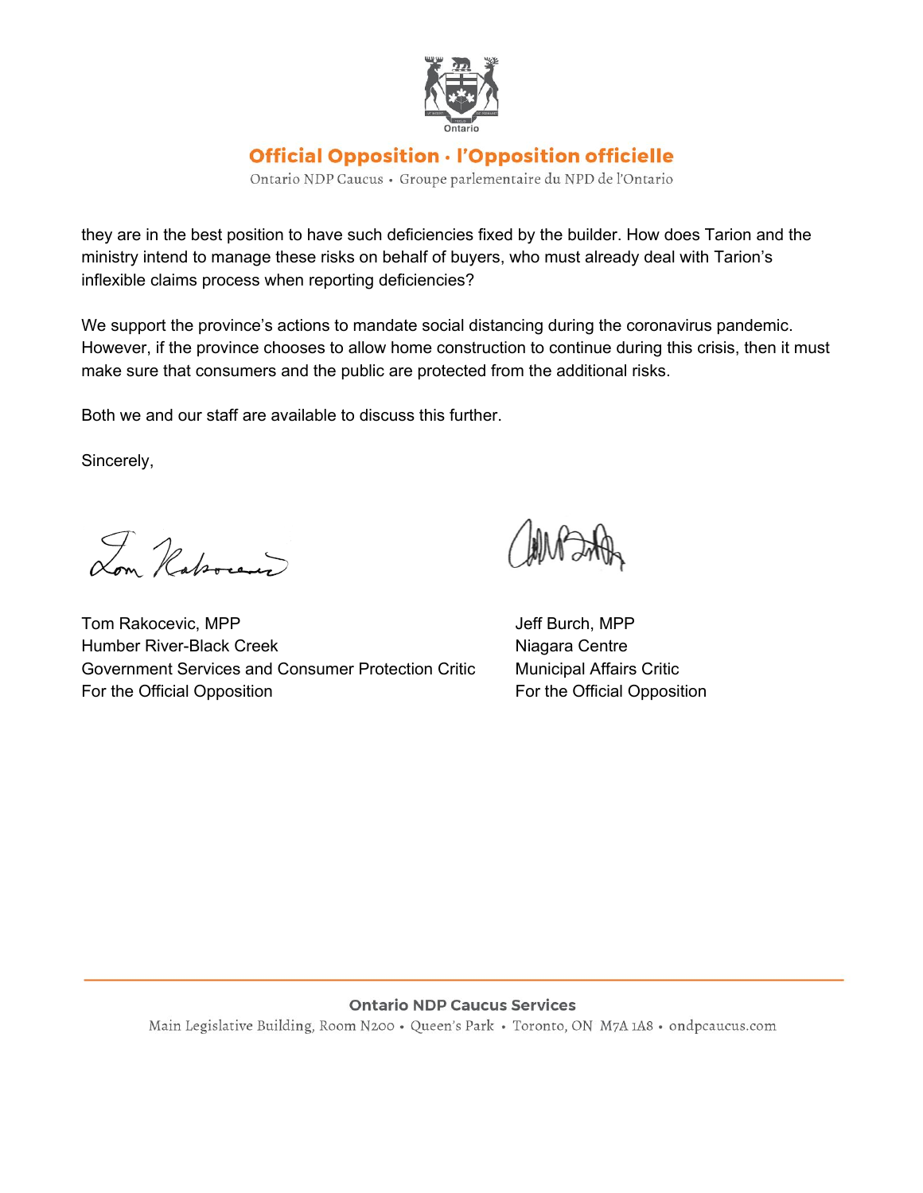they are in the best position to have such deficiencies fixed by the builder. How does Tarion and the ministry intend to manage these risks on behalf of buyers, who must already deal with Tarion's inflexible claims process when reporting deficiencies?

We support the province's actions to mandate social distancing during the coronavirus pandemic. However, if the province chooses to allow home construction to continue during this crisis, then it must make sure that consumers and the public are protected from the additional risks.

Both we and our staff are available to discuss this further.

Sincerely,

Tom Rakocevic, MPP
Humber River-Black Creek
Government Services and Consumer Protection Critic
For the Official Opposition

Jeff Burch, MPP
Niagara Centre
Municipal Affairs Critic
For the Official Opposition